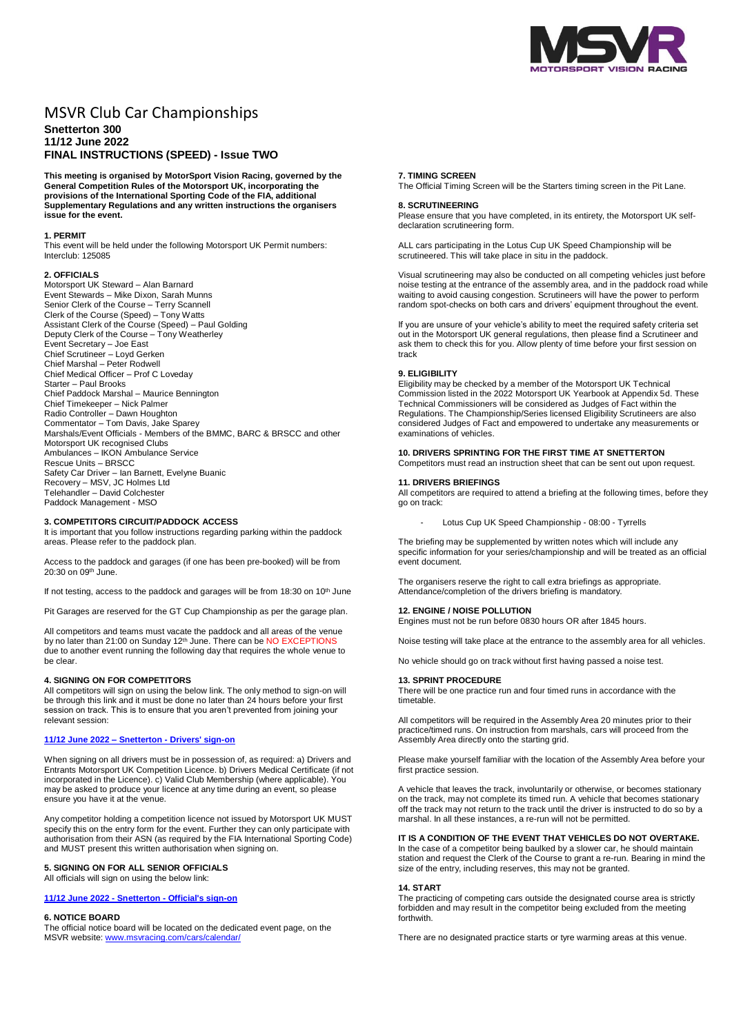# MSVR Club Car Championships

**Snetterton 300**
**11/12 June 2022**
**FINAL INSTRUCTIONS (SPEED) - Issue TWO**

**This meeting is organised by MotorSport Vision Racing, governed by the General Competition Rules of the Motorsport UK, incorporating the provisions of the International Sporting Code of the FIA, additional Supplementary Regulations and any written instructions the organisers issue for the event.**

### 1. PERMIT

This event will be held under the following Motorsport UK Permit numbers:
Interclub: 125085

### 2. OFFICIALS

Motorsport UK Steward – Alan Barnard
Event Stewards – Mike Dixon, Sarah Munns
Senior Clerk of the Course – Terry Scannell
Clerk of the Course (Speed) – Tony Watts
Assistant Clerk of the Course (Speed) – Paul Golding
Deputy Clerk of the Course – Tony Weatherley
Event Secretary – Joe East
Chief Scrutineer – Loyd Gerken
Chief Marshal – Peter Rodwell
Chief Medical Officer – Prof C Loveday
Starter – Paul Brooks
Chief Paddock Marshal – Maurice Bennington
Chief Timekeeper – Nick Palmer
Radio Controller – Dawn Houghton
Commentator – Tom Davis, Jake Sparey
Marshals/Event Officials - Members of the BMMC, BARC & BRSCC and other Motorsport UK recognised Clubs
Ambulances – IKON Ambulance Service
Rescue Units – BRSCC
Safety Car Driver – Ian Barnett, Evelyne Buanic
Recovery – MSV, JC Holmes Ltd
Telehandler – David Colchester
Paddock Management - MSO

### 3. COMPETITORS CIRCUIT/PADDOCK ACCESS

It is important that you follow instructions regarding parking within the paddock areas. Please refer to the paddock plan.

Access to the paddock and garages (if one has been pre-booked) will be from 20:30 on 09th June.

If not testing, access to the paddock and garages will be from 18:30 on 10th June

Pit Garages are reserved for the GT Cup Championship as per the garage plan.

All competitors and teams must vacate the paddock and all areas of the venue by no later than 21:00 on Sunday 12th June. There can be NO EXCEPTIONS due to another event running the following day that requires the whole venue to be clear.

### 4. SIGNING ON FOR COMPETITORS

All competitors will sign on using the below link. The only method to sign-on will be through this link and it must be done no later than 24 hours before your first session on track. This is to ensure that you aren't prevented from joining your relevant session:

**11/12 June 2022 – Snetterton - Drivers' sign-on**

When signing on all drivers must be in possession of, as required: a) Drivers and Entrants Motorsport UK Competition Licence. b) Drivers Medical Certificate (if not incorporated in the Licence). c) Valid Club Membership (where applicable). You may be asked to produce your licence at any time during an event, so please ensure you have it at the venue.

Any competitor holding a competition licence not issued by Motorsport UK MUST specify this on the entry form for the event. Further they can only participate with authorisation from their ASN (as required by the FIA International Sporting Code) and MUST present this written authorisation when signing on.

### 5. SIGNING ON FOR ALL SENIOR OFFICIALS

All officials will sign on using the below link:

**11/12 June 2022 - Snetterton - Official's sign-on**

### 6. NOTICE BOARD

The official notice board will be located on the dedicated event page, on the MSVR website: www.msvracing.com/cars/calendar/

### 7. TIMING SCREEN

The Official Timing Screen will be the Starters timing screen in the Pit Lane.

### 8. SCRUTINEERING

Please ensure that you have completed, in its entirety, the Motorsport UK self-declaration scrutineering form.

ALL cars participating in the Lotus Cup UK Speed Championship will be scrutineered. This will take place in situ in the paddock.

Visual scrutineering may also be conducted on all competing vehicles just before noise testing at the entrance of the assembly area, and in the paddock road while waiting to avoid causing congestion. Scrutineers will have the power to perform random spot-checks on both cars and drivers' equipment throughout the event.

If you are unsure of your vehicle's ability to meet the required safety criteria set out in the Motorsport UK general regulations, then please find a Scrutineer and ask them to check this for you. Allow plenty of time before your first session on track

### 9. ELIGIBILITY

Eligibility may be checked by a member of the Motorsport UK Technical Commission listed in the 2022 Motorsport UK Yearbook at Appendix 5d. These Technical Commissioners will be considered as Judges of Fact within the Regulations. The Championship/Series licensed Eligibility Scrutineers are also considered Judges of Fact and empowered to undertake any measurements or examinations of vehicles.

### 10. DRIVERS SPRINTING FOR THE FIRST TIME AT SNETTERTON

Competitors must read an instruction sheet that can be sent out upon request.

### 11. DRIVERS BRIEFINGS

All competitors are required to attend a briefing at the following times, before they go on track:

- Lotus Cup UK Speed Championship - 08:00 - Tyrrells

The briefing may be supplemented by written notes which will include any specific information for your series/championship and will be treated as an official event document.

The organisers reserve the right to call extra briefings as appropriate. Attendance/completion of the drivers briefing is mandatory.

### 12. ENGINE / NOISE POLLUTION

Engines must not be run before 0830 hours OR after 1845 hours.

Noise testing will take place at the entrance to the assembly area for all vehicles.

No vehicle should go on track without first having passed a noise test.

### 13. SPRINT PROCEDURE

There will be one practice run and four timed runs in accordance with the timetable.

All competitors will be required in the Assembly Area 20 minutes prior to their practice/timed runs. On instruction from marshals, cars will proceed from the Assembly Area directly onto the starting grid.

Please make yourself familiar with the location of the Assembly Area before your first practice session.

A vehicle that leaves the track, involuntarily or otherwise, or becomes stationary on the track, may not complete its timed run. A vehicle that becomes stationary off the track may not return to the track until the driver is instructed to do so by a marshal. In all these instances, a re-run will not be permitted.

**IT IS A CONDITION OF THE EVENT THAT VEHICLES DO NOT OVERTAKE.**
In the case of a competitor being baulked by a slower car, he should maintain station and request the Clerk of the Course to grant a re-run. Bearing in mind the size of the entry, including reserves, this may not be granted.

### 14. START

The practicing of competing cars outside the designated course area is strictly forbidden and may result in the competitor being excluded from the meeting forthwith.

There are no designated practice starts or tyre warming areas at this venue.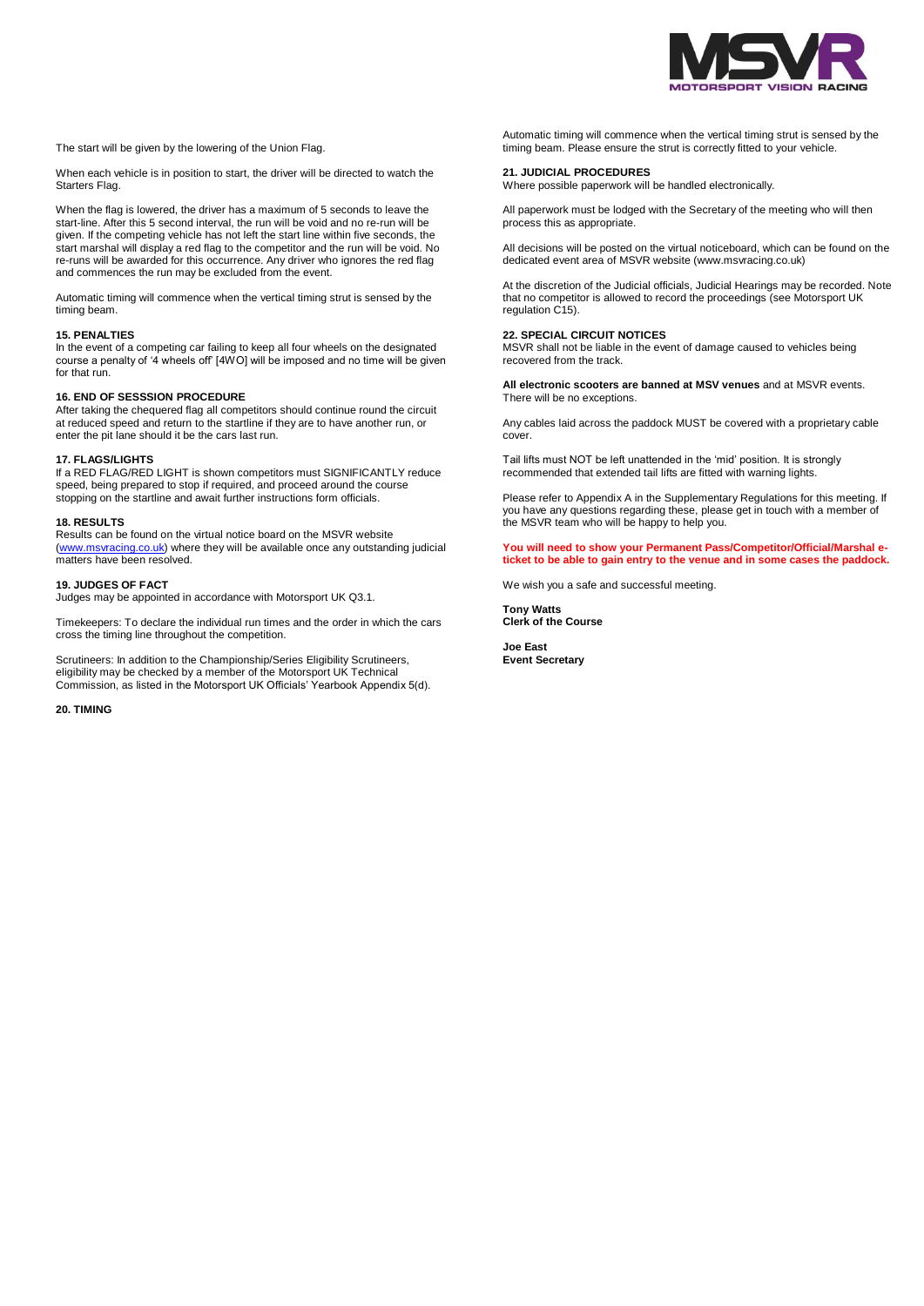The start will be given by the lowering of the Union Flag.

When each vehicle is in position to start, the driver will be directed to watch the Starters Flag.

When the flag is lowered, the driver has a maximum of 5 seconds to leave the start-line. After this 5 second interval, the run will be void and no re-run will be given. If the competing vehicle has not left the start line within five seconds, the start marshal will display a red flag to the competitor and the run will be void. No re-runs will be awarded for this occurrence. Any driver who ignores the red flag and commences the run may be excluded from the event.

Automatic timing will commence when the vertical timing strut is sensed by the timing beam.

**15. PENALTIES**
In the event of a competing car failing to keep all four wheels on the designated course a penalty of '4 wheels off' [4WO] will be imposed and no time will be given for that run.

**16. END OF SESSSION PROCEDURE**
After taking the chequered flag all competitors should continue round the circuit at reduced speed and return to the startline if they are to have another run, or enter the pit lane should it be the cars last run.

**17. FLAGS/LIGHTS**
If a RED FLAG/RED LIGHT is shown competitors must SIGNIFICANTLY reduce speed, being prepared to stop if required, and proceed around the course stopping on the startline and await further instructions form officials.

**18. RESULTS**
Results can be found on the virtual notice board on the MSVR website (www.msvracing.co.uk) where they will be available once any outstanding judicial matters have been resolved.

**19. JUDGES OF FACT**
Judges may be appointed in accordance with Motorsport UK Q3.1.

Timekeepers: To declare the individual run times and the order in which the cars cross the timing line throughout the competition.

Scrutineers: In addition to the Championship/Series Eligibility Scrutineers, eligibility may be checked by a member of the Motorsport UK Technical Commission, as listed in the Motorsport UK Officials' Yearbook Appendix 5(d).

**20. TIMING**

Automatic timing will commence when the vertical timing strut is sensed by the timing beam. Please ensure the strut is correctly fitted to your vehicle.

**21. JUDICIAL PROCEDURES**
Where possible paperwork will be handled electronically.

All paperwork must be lodged with the Secretary of the meeting who will then process this as appropriate.

All decisions will be posted on the virtual noticeboard, which can be found on the dedicated event area of MSVR website (www.msvracing.co.uk)

At the discretion of the Judicial officials, Judicial Hearings may be recorded. Note that no competitor is allowed to record the proceedings (see Motorsport UK regulation C15).

**22. SPECIAL CIRCUIT NOTICES**
MSVR shall not be liable in the event of damage caused to vehicles being recovered from the track.

**All electronic scooters are banned at MSV venues** and at MSVR events. There will be no exceptions.

Any cables laid across the paddock MUST be covered with a proprietary cable cover.

Tail lifts must NOT be left unattended in the 'mid' position. It is strongly recommended that extended tail lifts are fitted with warning lights.

Please refer to Appendix A in the Supplementary Regulations for this meeting. If you have any questions regarding these, please get in touch with a member of the MSVR team who will be happy to help you.

**You will need to show your Permanent Pass/Competitor/Official/Marshal e-ticket to be able to gain entry to the venue and in some cases the paddock.**

We wish you a safe and successful meeting.

**Tony Watts**
**Clerk of the Course**

**Joe East**
**Event Secretary**